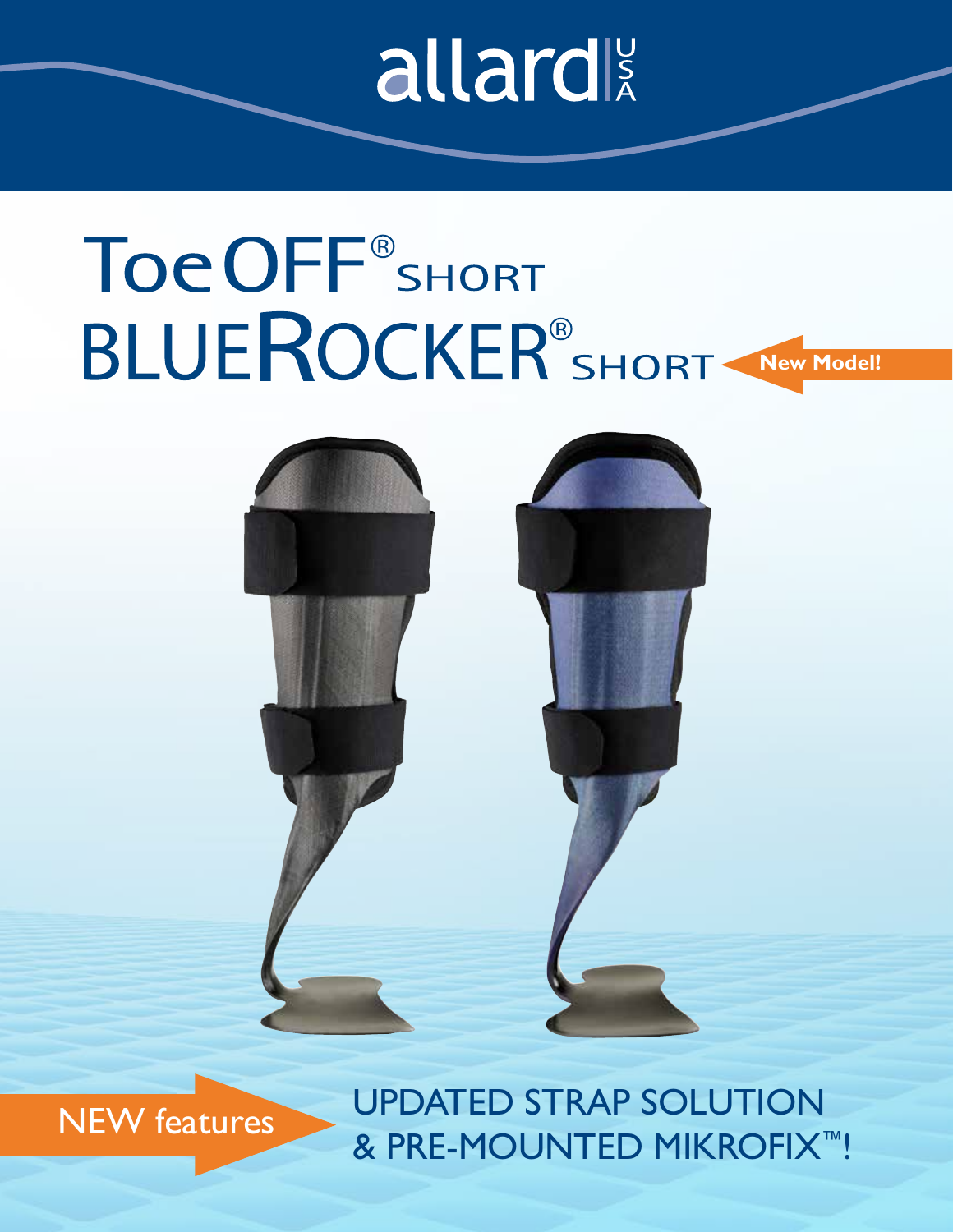allard USA

# ToeOFF® SHORT
# BLUEROCKER® SHORT

**New Model!**

NEW features

UPDATED STRAP SOLUTION & PRE-MOUNTED MIKROFIX™!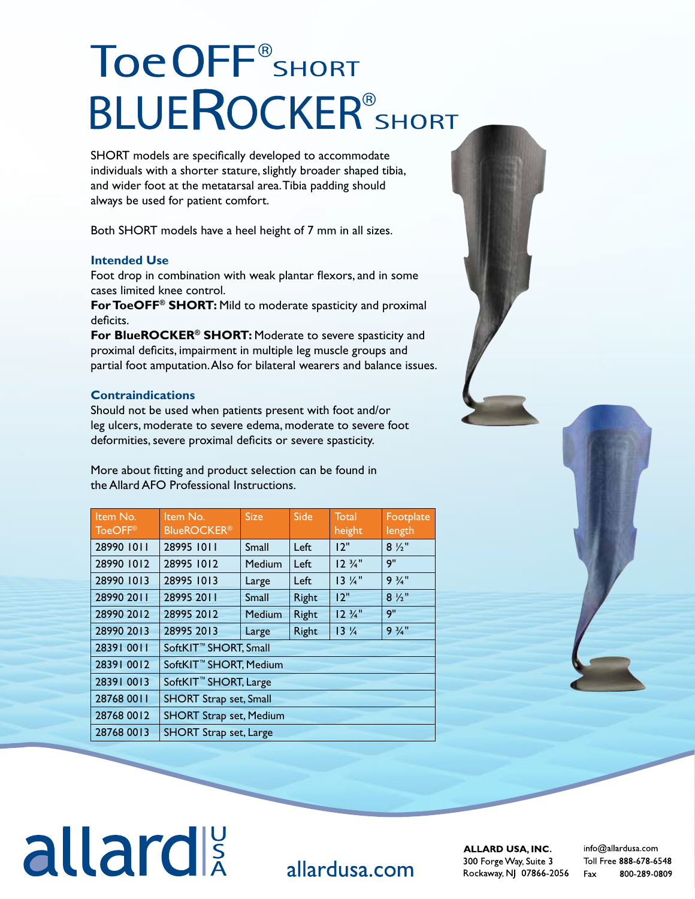# ToeOFF® SHORT
# BLUEROCKER® SHORT

SHORT models are specifically developed to accommodate individuals with a shorter stature, slightly broader shaped tibia, and wider foot at the metatarsal area. Tibia padding should always be used for patient comfort.

Both SHORT models have a heel height of 7 mm in all sizes.

### Intended Use

Foot drop in combination with weak plantar flexors, and in some cases limited knee control.

**For ToeOFF® SHORT:** Mild to moderate spasticity and proximal deficits.

**For BlueROCKER® SHORT:** Moderate to severe spasticity and proximal deficits, impairment in multiple leg muscle groups and partial foot amputation. Also for bilateral wearers and balance issues.

### Contraindications

Should not be used when patients present with foot and/or leg ulcers, moderate to severe edema, moderate to severe foot deformities, severe proximal deficits or severe spasticity.

More about fitting and product selection can be found in the Allard AFO Professional Instructions.

| Item No. ToeOFF® | Item No. BlueROCKER® | Size | Side | Total height | Footplate length |
|---|---|---|---|---|---|
| 28990 1011 | 28995 1011 | Small | Left | 12" | 8 ½" |
| 28990 1012 | 28995 1012 | Medium | Left | 12 ¾" | 9" |
| 28990 1013 | 28995 1013 | Large | Left | 13 ¼" | 9 ¾" |
| 28990 2011 | 28995 2011 | Small | Right | 12" | 8 ½" |
| 28990 2012 | 28995 2012 | Medium | Right | 12 ¾" | 9" |
| 28990 2013 | 28995 2013 | Large | Right | 13 ¼ | 9 ¾" |
| 28391 0011 | SoftKIT™ SHORT, Small | | | | |
| 28391 0012 | SoftKIT™ SHORT, Medium | | | | |
| 28391 0013 | SoftKIT™ SHORT, Large | | | | |
| 28768 0011 | SHORT Strap set, Small | | | | |
| 28768 0012 | SHORT Strap set, Medium | | | | |
| 28768 0013 | SHORT Strap set, Large | | | | |

allard USA

allardusa.com

**ALLARD USA, INC.**
300 Forge Way, Suite 3
Rockaway, NJ 07866-2056

info@allardusa.com
Toll Free 888-678-6548
Fax 800-289-0809